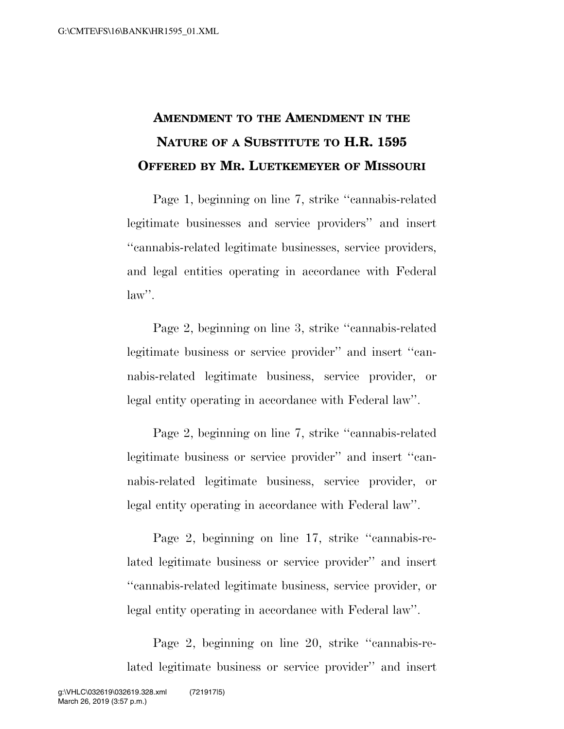# Amendment to the Amendment in the Nature of a Substitute to H.R. 1595 Offered by Mr. Luetkemeyer of Missouri

Page 1, beginning on line 7, strike ''cannabis-related legitimate businesses and service providers'' and insert ''cannabis-related legitimate businesses, service providers, and legal entities operating in accordance with Federal law''.

Page 2, beginning on line 3, strike ''cannabis-related legitimate business or service provider'' and insert ''cannabis-related legitimate business, service provider, or legal entity operating in accordance with Federal law''.

Page 2, beginning on line 7, strike ''cannabis-related legitimate business or service provider'' and insert ''cannabis-related legitimate business, service provider, or legal entity operating in accordance with Federal law''.

Page 2, beginning on line 17, strike ''cannabis-related legitimate business or service provider'' and insert ''cannabis-related legitimate business, service provider, or legal entity operating in accordance with Federal law''.

Page 2, beginning on line 20, strike ''cannabis-related legitimate business or service provider'' and insert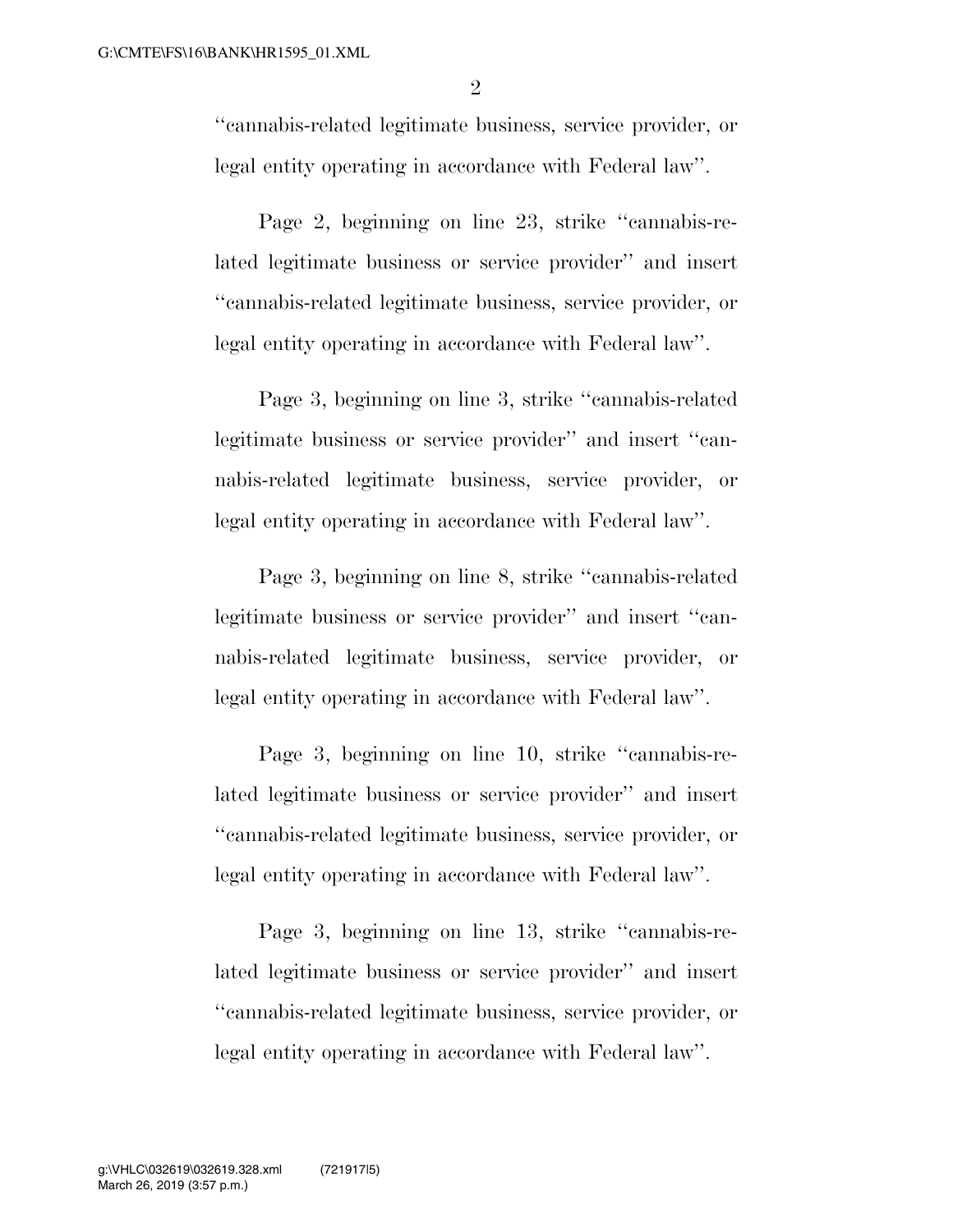''cannabis-related legitimate business, service provider, or legal entity operating in accordance with Federal law''.

Page 2, beginning on line 23, strike ''cannabis-related legitimate business or service provider'' and insert ''cannabis-related legitimate business, service provider, or legal entity operating in accordance with Federal law''.

Page 3, beginning on line 3, strike ''cannabis-related legitimate business or service provider'' and insert ''cannabis-related legitimate business, service provider, or legal entity operating in accordance with Federal law''.

Page 3, beginning on line 8, strike ''cannabis-related legitimate business or service provider'' and insert ''cannabis-related legitimate business, service provider, or legal entity operating in accordance with Federal law''.

Page 3, beginning on line 10, strike ''cannabis-related legitimate business or service provider'' and insert ''cannabis-related legitimate business, service provider, or legal entity operating in accordance with Federal law''.

Page 3, beginning on line 13, strike ''cannabis-related legitimate business or service provider'' and insert ''cannabis-related legitimate business, service provider, or legal entity operating in accordance with Federal law''.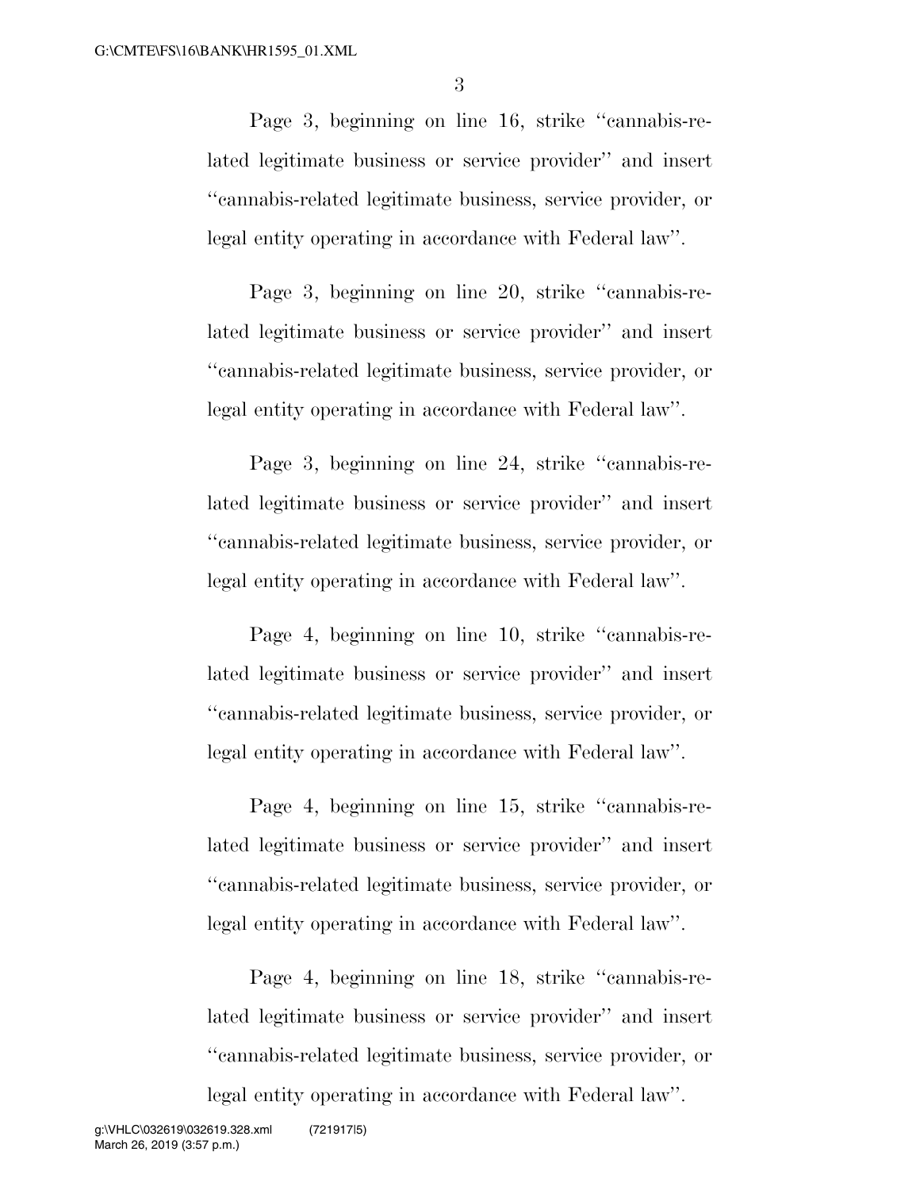Page 3, beginning on line 16, strike ''cannabis-related legitimate business or service provider'' and insert ''cannabis-related legitimate business, service provider, or legal entity operating in accordance with Federal law''.

Page 3, beginning on line 20, strike ''cannabis-related legitimate business or service provider'' and insert ''cannabis-related legitimate business, service provider, or legal entity operating in accordance with Federal law''.

Page 3, beginning on line 24, strike ''cannabis-related legitimate business or service provider'' and insert ''cannabis-related legitimate business, service provider, or legal entity operating in accordance with Federal law''.

Page 4, beginning on line 10, strike ''cannabis-related legitimate business or service provider'' and insert ''cannabis-related legitimate business, service provider, or legal entity operating in accordance with Federal law''.

Page 4, beginning on line 15, strike ''cannabis-related legitimate business or service provider'' and insert ''cannabis-related legitimate business, service provider, or legal entity operating in accordance with Federal law''.

Page 4, beginning on line 18, strike ''cannabis-related legitimate business or service provider'' and insert ''cannabis-related legitimate business, service provider, or legal entity operating in accordance with Federal law''.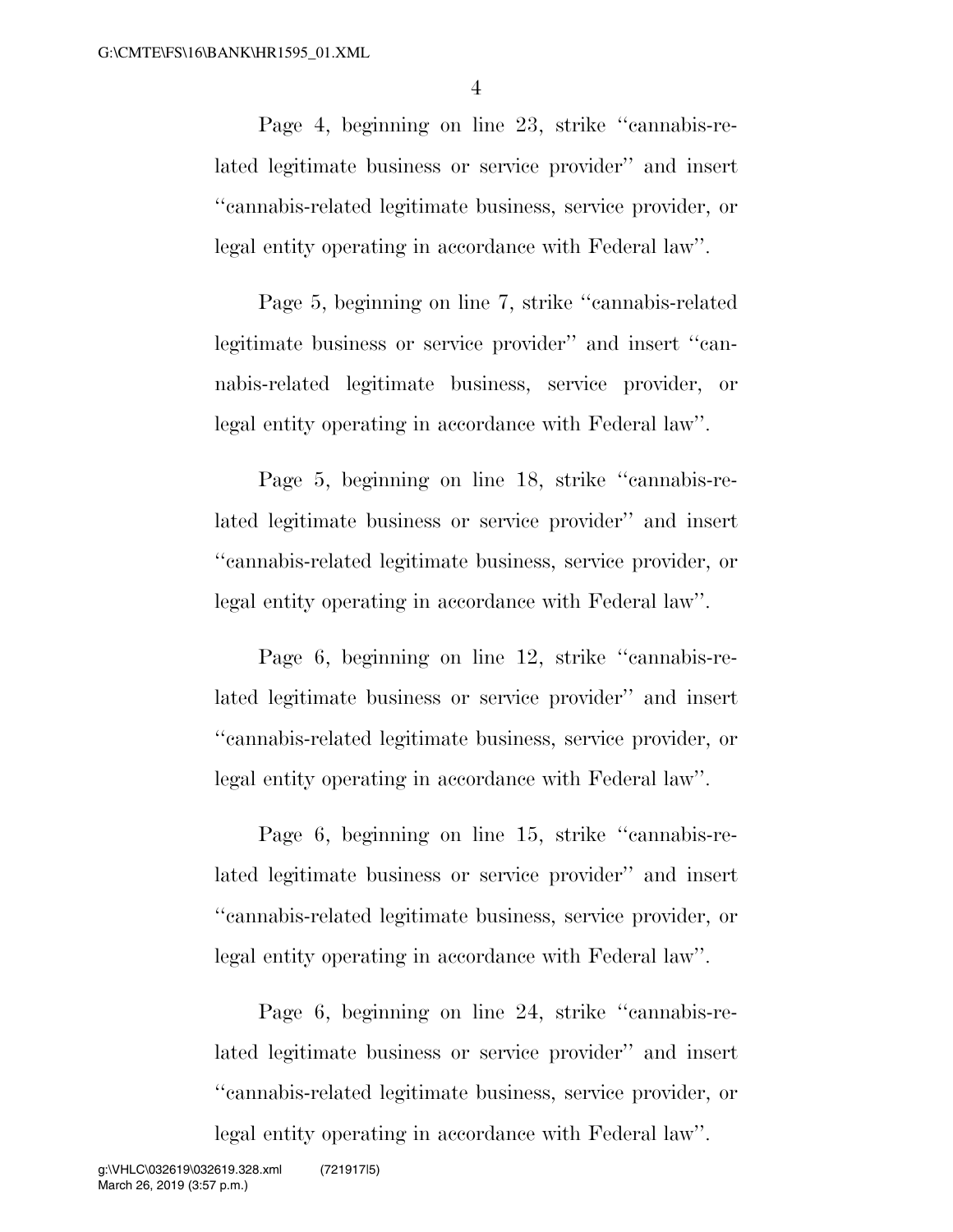Page 4, beginning on line 23, strike ''cannabis-related legitimate business or service provider'' and insert ''cannabis-related legitimate business, service provider, or legal entity operating in accordance with Federal law''.

Page 5, beginning on line 7, strike ''cannabis-related legitimate business or service provider'' and insert ''cannabis-related legitimate business, service provider, or legal entity operating in accordance with Federal law''.

Page 5, beginning on line 18, strike ''cannabis-related legitimate business or service provider'' and insert ''cannabis-related legitimate business, service provider, or legal entity operating in accordance with Federal law''.

Page 6, beginning on line 12, strike ''cannabis-related legitimate business or service provider'' and insert ''cannabis-related legitimate business, service provider, or legal entity operating in accordance with Federal law''.

Page 6, beginning on line 15, strike ''cannabis-related legitimate business or service provider'' and insert ''cannabis-related legitimate business, service provider, or legal entity operating in accordance with Federal law''.

Page 6, beginning on line 24, strike ''cannabis-related legitimate business or service provider'' and insert ''cannabis-related legitimate business, service provider, or legal entity operating in accordance with Federal law''.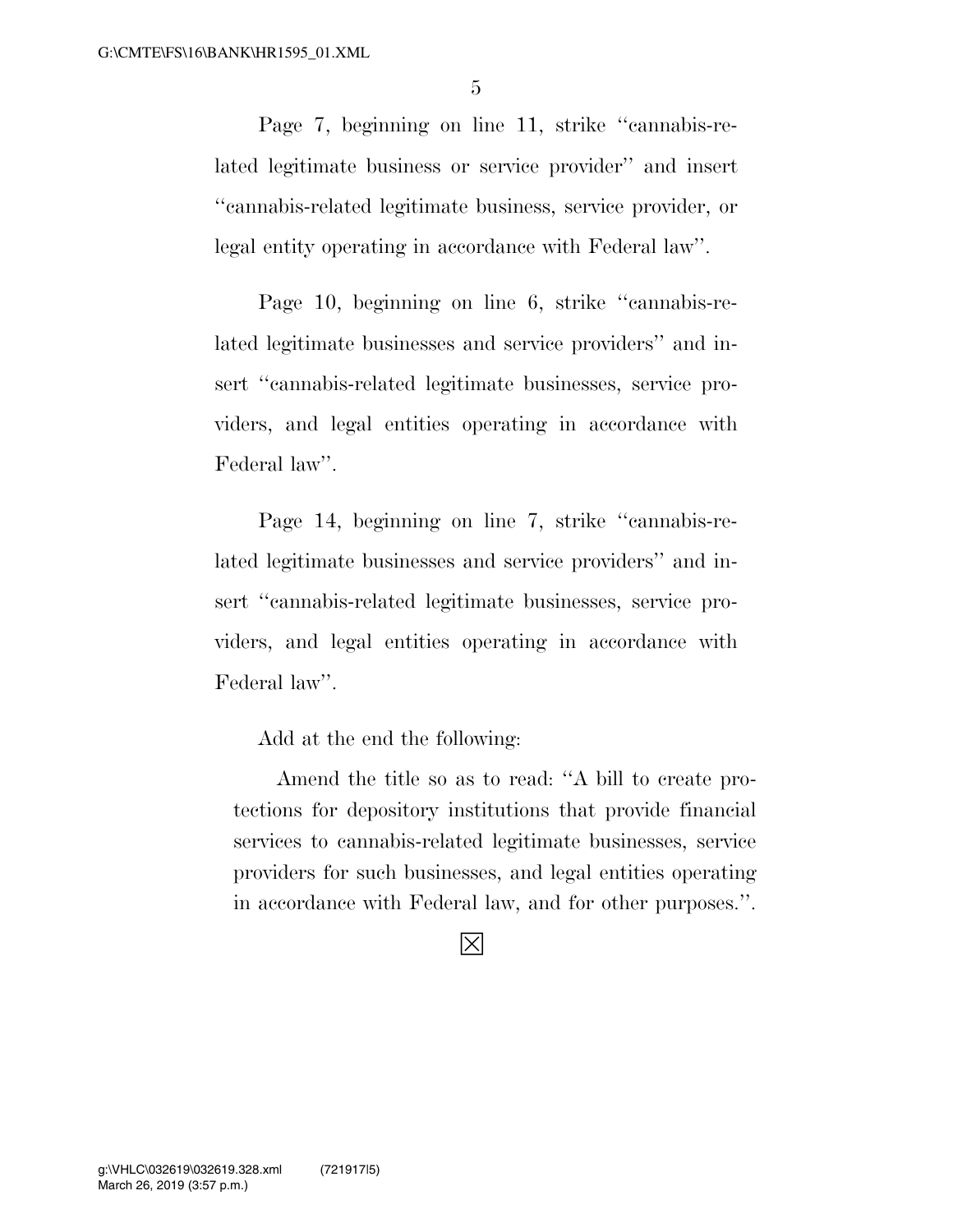Page 7, beginning on line 11, strike ''cannabis-related legitimate business or service provider'' and insert ''cannabis-related legitimate business, service provider, or legal entity operating in accordance with Federal law''.

Page 10, beginning on line 6, strike ''cannabis-related legitimate businesses and service providers'' and insert ''cannabis-related legitimate businesses, service providers, and legal entities operating in accordance with Federal law''.

Page 14, beginning on line 7, strike ''cannabis-related legitimate businesses and service providers'' and insert ''cannabis-related legitimate businesses, service providers, and legal entities operating in accordance with Federal law''.

Add at the end the following:

Amend the title so as to read: ''A bill to create protections for depository institutions that provide financial services to cannabis-related legitimate businesses, service providers for such businesses, and legal entities operating in accordance with Federal law, and for other purposes.''.

☒